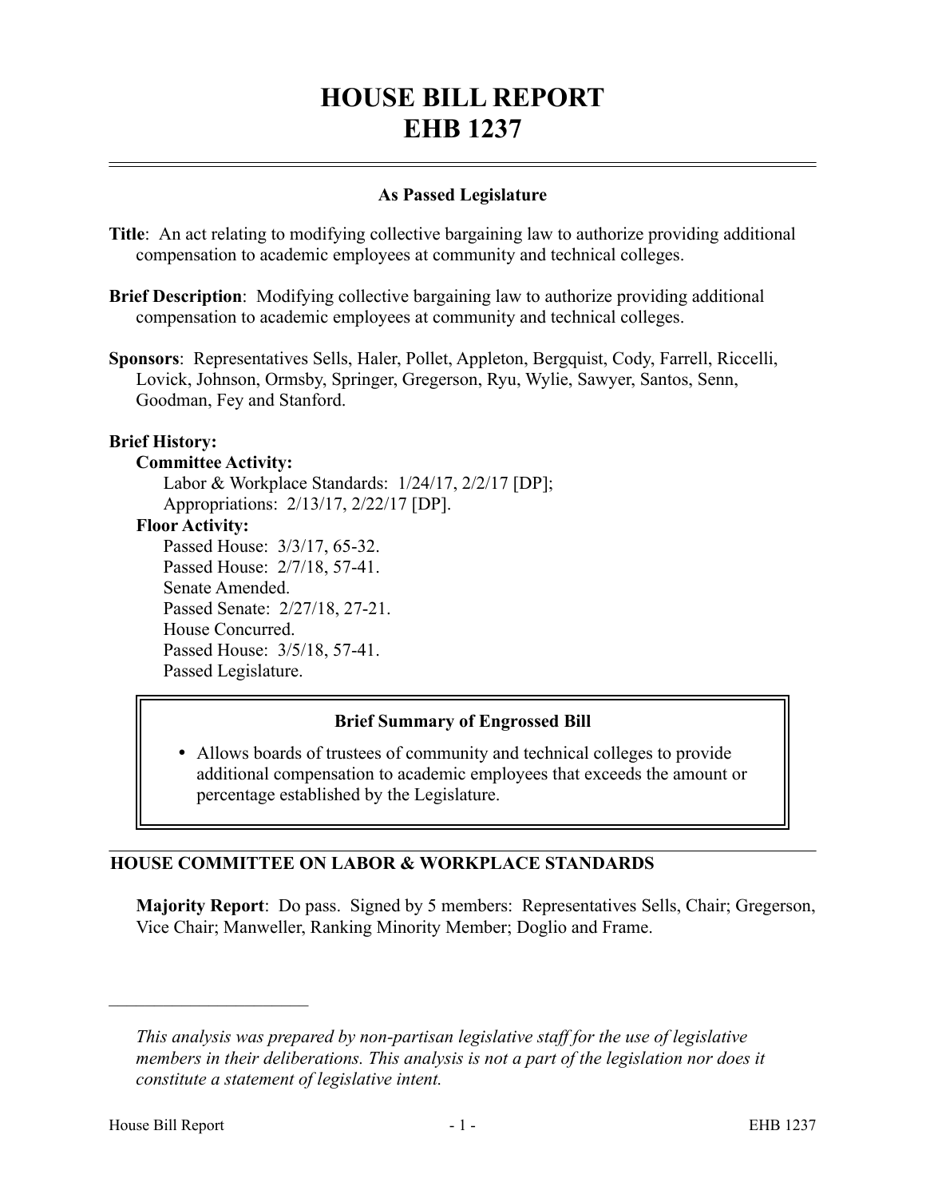# HOUSE BILL REPORT
# EHB 1237

## As Passed Legislature

**Title**: An act relating to modifying collective bargaining law to authorize providing additional compensation to academic employees at community and technical colleges.

**Brief Description**: Modifying collective bargaining law to authorize providing additional compensation to academic employees at community and technical colleges.

**Sponsors**: Representatives Sells, Haler, Pollet, Appleton, Bergquist, Cody, Farrell, Riccelli, Lovick, Johnson, Ormsby, Springer, Gregerson, Ryu, Wylie, Sawyer, Santos, Senn, Goodman, Fey and Stanford.

**Brief History:**

**Committee Activity:**

Labor & Workplace Standards: 1/24/17, 2/2/17 [DP];
Appropriations: 2/13/17, 2/22/17 [DP].

**Floor Activity:**

Passed House: 3/3/17, 65-32.
Passed House: 2/7/18, 57-41.
Senate Amended.
Passed Senate: 2/27/18, 27-21.
House Concurred.
Passed House: 3/5/18, 57-41.
Passed Legislature.

### Brief Summary of Engrossed Bill

- Allows boards of trustees of community and technical colleges to provide additional compensation to academic employees that exceeds the amount or percentage established by the Legislature.

## HOUSE COMMITTEE ON LABOR & WORKPLACE STANDARDS

**Majority Report**: Do pass. Signed by 5 members: Representatives Sells, Chair; Gregerson, Vice Chair; Manweller, Ranking Minority Member; Doglio and Frame.

---

*This analysis was prepared by non-partisan legislative staff for the use of legislative members in their deliberations. This analysis is not a part of the legislation nor does it constitute a statement of legislative intent.*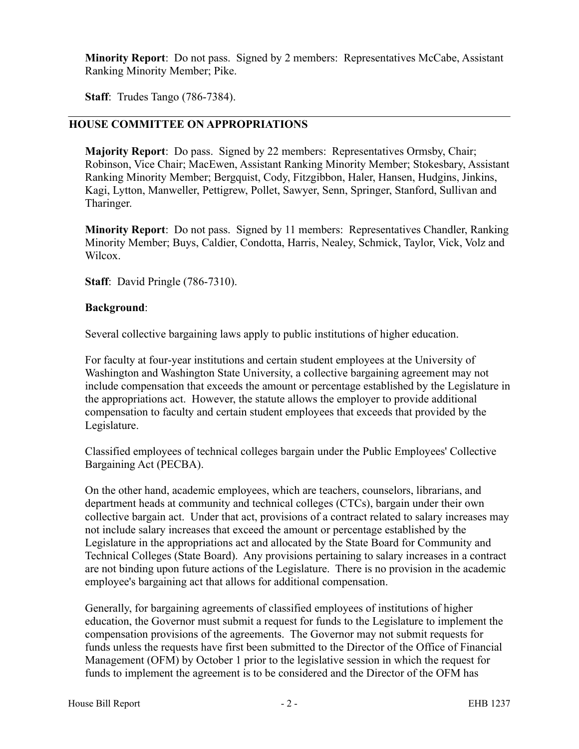**Minority Report**: Do not pass. Signed by 2 members: Representatives McCabe, Assistant Ranking Minority Member; Pike.

**Staff**: Trudes Tango (786-7384).

---

## HOUSE COMMITTEE ON APPROPRIATIONS

**Majority Report**: Do pass. Signed by 22 members: Representatives Ormsby, Chair; Robinson, Vice Chair; MacEwen, Assistant Ranking Minority Member; Stokesbary, Assistant Ranking Minority Member; Bergquist, Cody, Fitzgibbon, Haler, Hansen, Hudgins, Jinkins, Kagi, Lytton, Manweller, Pettigrew, Pollet, Sawyer, Senn, Springer, Stanford, Sullivan and Tharinger.

**Minority Report**: Do not pass. Signed by 11 members: Representatives Chandler, Ranking Minority Member; Buys, Caldier, Condotta, Harris, Nealey, Schmick, Taylor, Vick, Volz and Wilcox.

**Staff**: David Pringle (786-7310).

**Background**:

Several collective bargaining laws apply to public institutions of higher education.

For faculty at four-year institutions and certain student employees at the University of Washington and Washington State University, a collective bargaining agreement may not include compensation that exceeds the amount or percentage established by the Legislature in the appropriations act. However, the statute allows the employer to provide additional compensation to faculty and certain student employees that exceeds that provided by the Legislature.

Classified employees of technical colleges bargain under the Public Employees' Collective Bargaining Act (PECBA).

On the other hand, academic employees, which are teachers, counselors, librarians, and department heads at community and technical colleges (CTCs), bargain under their own collective bargain act. Under that act, provisions of a contract related to salary increases may not include salary increases that exceed the amount or percentage established by the Legislature in the appropriations act and allocated by the State Board for Community and Technical Colleges (State Board). Any provisions pertaining to salary increases in a contract are not binding upon future actions of the Legislature. There is no provision in the academic employee's bargaining act that allows for additional compensation.

Generally, for bargaining agreements of classified employees of institutions of higher education, the Governor must submit a request for funds to the Legislature to implement the compensation provisions of the agreements. The Governor may not submit requests for funds unless the requests have first been submitted to the Director of the Office of Financial Management (OFM) by October 1 prior to the legislative session in which the request for funds to implement the agreement is to be considered and the Director of the OFM has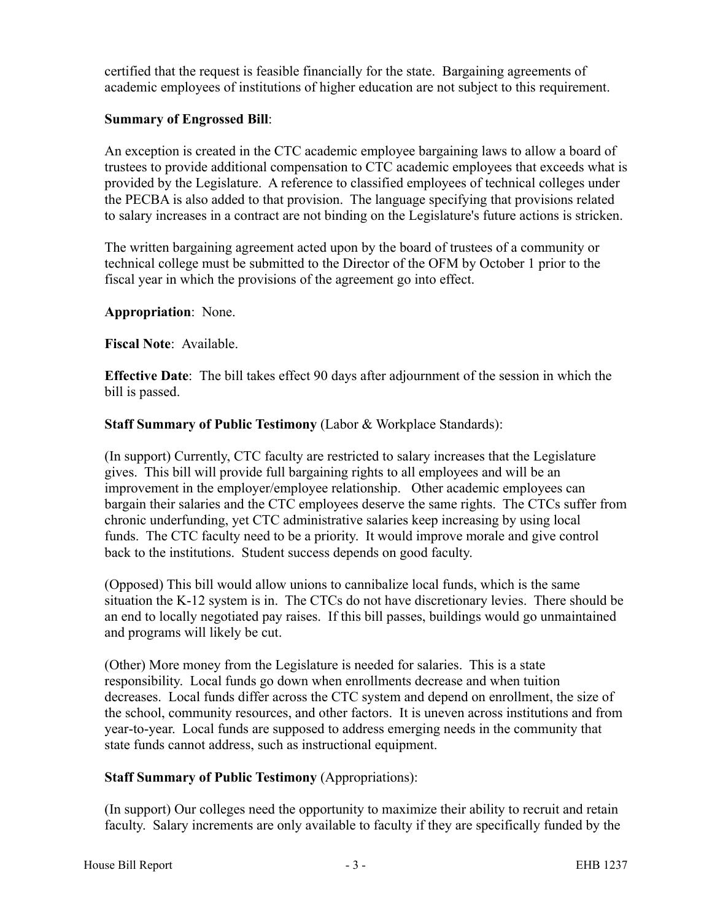certified that the request is feasible financially for the state. Bargaining agreements of academic employees of institutions of higher education are not subject to this requirement.

**Summary of Engrossed Bill**:

An exception is created in the CTC academic employee bargaining laws to allow a board of trustees to provide additional compensation to CTC academic employees that exceeds what is provided by the Legislature. A reference to classified employees of technical colleges under the PECBA is also added to that provision. The language specifying that provisions related to salary increases in a contract are not binding on the Legislature's future actions is stricken.

The written bargaining agreement acted upon by the board of trustees of a community or technical college must be submitted to the Director of the OFM by October 1 prior to the fiscal year in which the provisions of the agreement go into effect.

**Appropriation**: None.

**Fiscal Note**: Available.

**Effective Date**: The bill takes effect 90 days after adjournment of the session in which the bill is passed.

**Staff Summary of Public Testimony** (Labor & Workplace Standards):

(In support) Currently, CTC faculty are restricted to salary increases that the Legislature gives. This bill will provide full bargaining rights to all employees and will be an improvement in the employer/employee relationship. Other academic employees can bargain their salaries and the CTC employees deserve the same rights. The CTCs suffer from chronic underfunding, yet CTC administrative salaries keep increasing by using local funds. The CTC faculty need to be a priority. It would improve morale and give control back to the institutions. Student success depends on good faculty.

(Opposed) This bill would allow unions to cannibalize local funds, which is the same situation the K-12 system is in. The CTCs do not have discretionary levies. There should be an end to locally negotiated pay raises. If this bill passes, buildings would go unmaintained and programs will likely be cut.

(Other) More money from the Legislature is needed for salaries. This is a state responsibility. Local funds go down when enrollments decrease and when tuition decreases. Local funds differ across the CTC system and depend on enrollment, the size of the school, community resources, and other factors. It is uneven across institutions and from year-to-year. Local funds are supposed to address emerging needs in the community that state funds cannot address, such as instructional equipment.

**Staff Summary of Public Testimony** (Appropriations):

(In support) Our colleges need the opportunity to maximize their ability to recruit and retain faculty. Salary increments are only available to faculty if they are specifically funded by the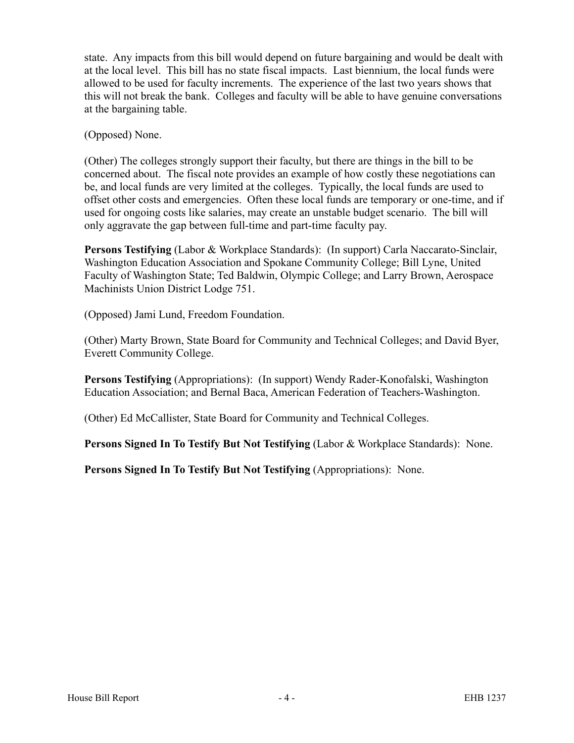state. Any impacts from this bill would depend on future bargaining and would be dealt with at the local level. This bill has no state fiscal impacts. Last biennium, the local funds were allowed to be used for faculty increments. The experience of the last two years shows that this will not break the bank. Colleges and faculty will be able to have genuine conversations at the bargaining table.

(Opposed) None.

(Other) The colleges strongly support their faculty, but there are things in the bill to be concerned about. The fiscal note provides an example of how costly these negotiations can be, and local funds are very limited at the colleges. Typically, the local funds are used to offset other costs and emergencies. Often these local funds are temporary or one-time, and if used for ongoing costs like salaries, may create an unstable budget scenario. The bill will only aggravate the gap between full-time and part-time faculty pay.

**Persons Testifying** (Labor & Workplace Standards): (In support) Carla Naccarato-Sinclair, Washington Education Association and Spokane Community College; Bill Lyne, United Faculty of Washington State; Ted Baldwin, Olympic College; and Larry Brown, Aerospace Machinists Union District Lodge 751.

(Opposed) Jami Lund, Freedom Foundation.

(Other) Marty Brown, State Board for Community and Technical Colleges; and David Byer, Everett Community College.

**Persons Testifying** (Appropriations): (In support) Wendy Rader-Konofalski, Washington Education Association; and Bernal Baca, American Federation of Teachers-Washington.

(Other) Ed McCallister, State Board for Community and Technical Colleges.

**Persons Signed In To Testify But Not Testifying** (Labor & Workplace Standards): None.

**Persons Signed In To Testify But Not Testifying** (Appropriations): None.